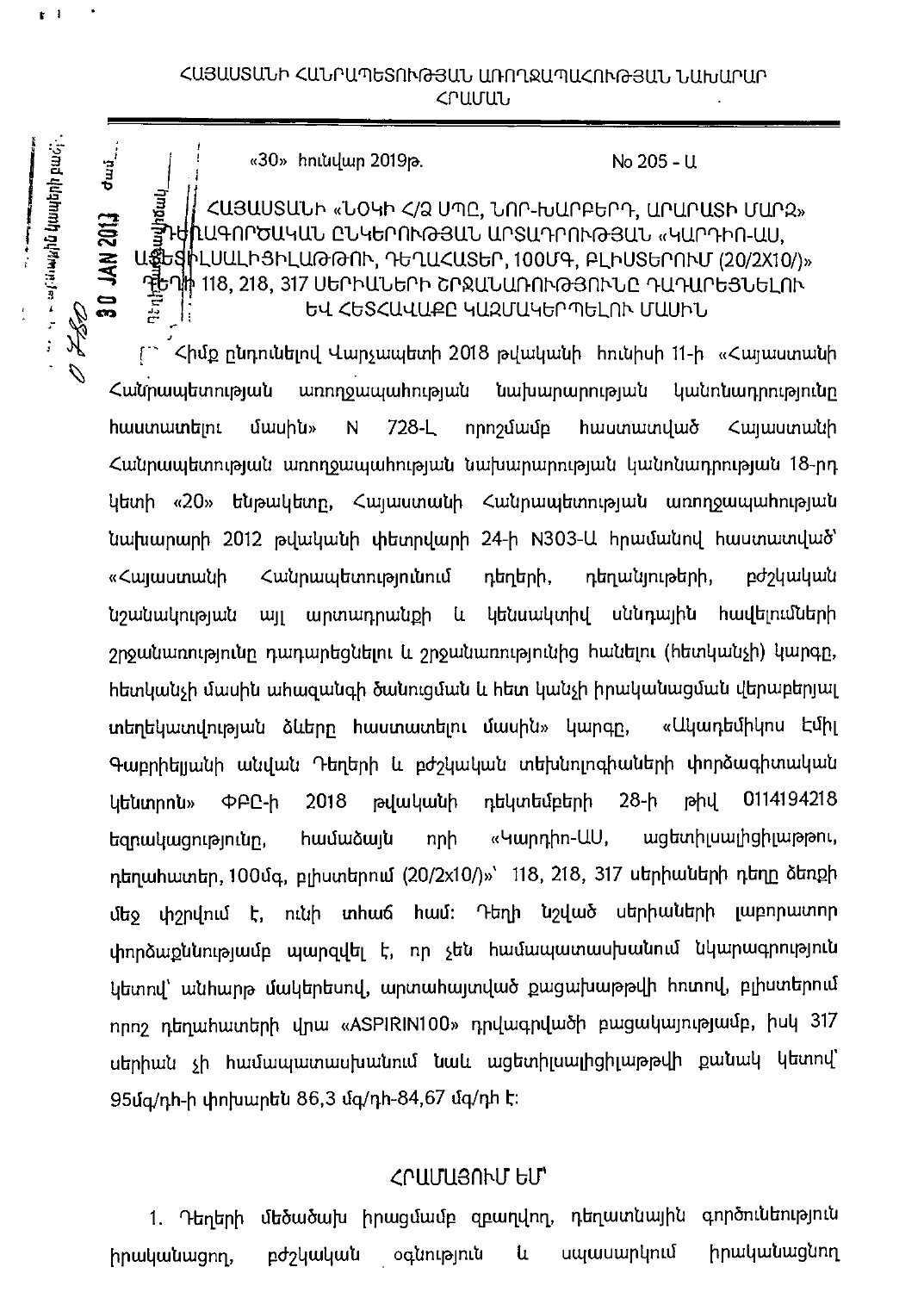ՀԱՅԱՍՏԱՆԻ ՀԱՆՐԱՊԵՏՈՒԹՅԱՆ ԱՌՈՂՋԱՊԱՀՈՒԹՅԱՆ ՆԱԽԱՐԱՐ

ՀՐԱՄԱՆ

«30» հունվար 2019թ. No 205 - Ա

ՀԱՅԱՍՏԱՆԻ «ՆՈԿԻ Հ/Զ ՍՊԸ, ՆՈՐ-ԽԱՐԲԵՐԴ, ԱՐԱՐԱՏԻ ՄԱՐԶ» ԴԵՂԱԳՈՐԾԱԿԱՆ ԸՆԿԵՐՈՒԹՅԱՆ ԱՐՏԱԴՐՈՒԹՅԱՆ «ԿԱՐԴԻՈ-ԱՍ, ԱՑԵՏԻԼՍԱԼԻՑԻԼԱԹԹՈՒ, ԴԵՂԱՀԱՏԵՐ, 100ՄԳ, ԲԼԻՍՏԵՐՈՒՄ (20/2X10/)» ԴԵՂԻ 118, 218, 317 ՍԵՐԻԱՆԵՐԻ ՇՐՋԱՆԱՌՈՒԹՅՈՒՆԸ ԴԱԴԱՐԵՑՆԵԼՈՒ ԵՎ ՀԵՏԿԱՆՉԸ ԿԱԶՄԱԿԵՐՊԵԼՈՒ ՄԱՍԻՆ

Հիմք ընդունելով Վարչապետի 2018 թվականի հունիսի 11-ի «Հայաստանի Հանրապետության առողջապահության նախարարության կանոնադրությունը հաստատելու մասին» N 728-Լ որոշմամբ հաստատված Հայաստանի Հանրապետության առողջապահության նախարարության կանոնադրության 18-րդ կետի «20» ենթակետը, Հայաստանի Հանրապետության առողջապահության նախարարի 2012 թվականի փետրվարի 24-ի N303-Ա հրամանով հաստատված՝ «Հայաստանի Հանրապետությունում դեղերի, դեղանյութերի, բժշկական նշանակության այլ արտադրանքի և կենսակտիվ սննդային հավելումների շրջանառությունը դադարեցնելու և շրջանառությունից հանելու (հետկանչի) կարգը, հետկանչի մասին ահազանգի ծանուցման և հետ կանչի իրականացման վերաբերյալ տեղեկատվության ձևերը հաստատելու մասին» կարգը, «Ակադեմիկոս Էմիլ Գաբրիելյանի անվան Դեղերի և բժշկական տեխնոլոգիաների փորձագիտական կենտրոն» ՓԲԸ-ի 2018 թվականի դեկտեմբերի 28-ի թիվ 0114194218 եզրակացությունը, համաձայն որի «Կարդիո-ԱՍ, ացետիլսալիցիլաթթու, դեղահատեր, 100մգ, բլիստերում (20/2x10/)»՝ 118, 218, 317 սերիաների դեղը ձեռքի մեջ փշրվում է, ունի տհաճ համ: Դեղի նշված սերիաների լաբորատոր փորձաքննությամբ պարզվել է, որ չեն համապատասխանում նկարագրություն կետով՝ անհարթ մակերեսով, արտահայտված քացախաթթվի հոտով, բլիստերում որոշ դեղահատերի վրա «ASPIRIN100» դրվագրվածի բացակայությամբ, իսկ 317 սերիան չի համապատասխանում նաև ացետիլսալիցիլաթթվի քանակ կետով՝ 95մգ/դհ-ի փոխարեն 86,3 մգ/դհ-84,67 մգ/դհ է:

ՀՐԱՄԱՅՈՒՄ ԵՄ՝

1. Դեղերի մեծածախ իրացմամբ զբաղվող, դեղատնային գործունեություն իրականացնող, բժշկական օգնություն և սպասարկում իրականացնող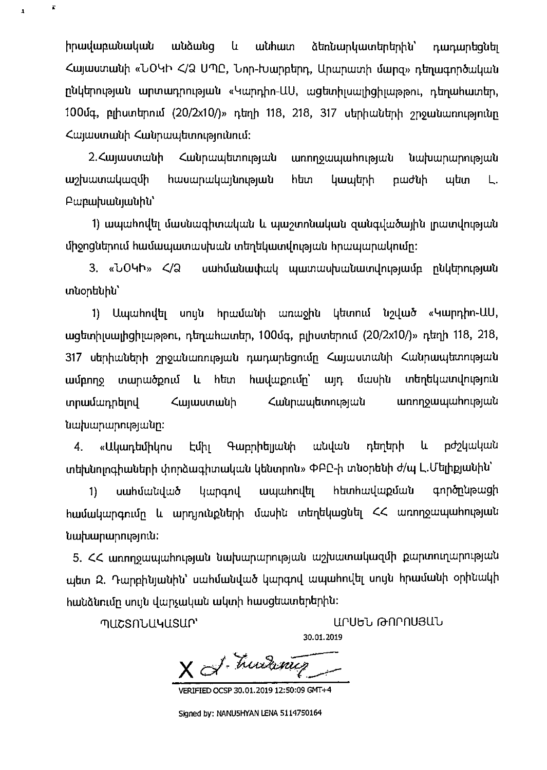իրավաբանական անձանց և անհատ ձեռնարկատերերին՝ դադարեցնել Հայաստանի «ՆՕԿԻ Հ/Զ ՍՊԸ, Նոր-Խարբերդ, Արարատի մարզ» դեղագործական ընկերության արտադրության «Կարդիո-ԱՍ, ացետիլսալիցիլաթթու, դեղահատեր, 100մգ, բլիստերում (20/2x10/)» դեղի 118, 218, 317 սերիաների շրջանառությունը Հայաստանի Հանրապետությունում:

2. Հայաստանի Հանրապետության առողջապահության նախարարության աշխատակազմի հասարակայնության հետ կապերի բաժնի պետ Լ. Բաբախանյանին՝

1) ապահովել մասնագիտական և պաշտոնական զանգվածային լրատվության միջոցներում համապատասխան տեղեկատվության հրապարակումը:

3. «ՆՕԿԻ» Հ/Զ սահմանափակ պատասխանատվությամբ ընկերության տնօրենին՝

1) Ապահովել սույն հրամանի առաջին կետում նշված «Կարդիո-ԱՍ, ացետիլսալիցիլաթթու, դեղահատեր, 100մգ, բլիստերում (20/2x10/)» դեղի 118, 218, 317 սերիաների շրջանառության դադարեցումը Հայաստանի Հանրապետության ամբողջ տարածքում և հետ հավաքումը՝ այդ մասին տեղեկատվություն տրամադրելով Հայաստանի Հանրապետության առողջապահության նախարարությանը:

4. «Ակադեմիկոս Էմիլ Գաբրիելյանի անվան դեղերի և բժշկական տեխնոլոգիաների փորձագիտական կենտրոն» ՓԲԸ-ի տնօրենի ժ/պ Լ.Մելիքյանին՝

1) սահմանված կարգով ապահովել հետհավաքման գործընթացի համակարգումը և արդյունքների մասին տեղեկացնել ՀՀ առողջապահության նախարարություն:

5. ՀՀ առողջապահության նախարարության աշխատակազմի քարտուղարության պետ Զ. Դարբինյանին՝ սահմանված կարգով ապահովել սույն հրամանի օրինակի հանձնումը սույն վարչական ակտի հասցեատերերին:

ՊԱՇՏՈՆԱԿԱՏԱՐ ԱՐՍԵՆ ԹՈՐՈՍՅԱՆ

30.01.2019

VERIFIED OCSP 30.01.2019 12:50:09 GMT+4

Signed by: NANUSHYAN LENA 5114750164